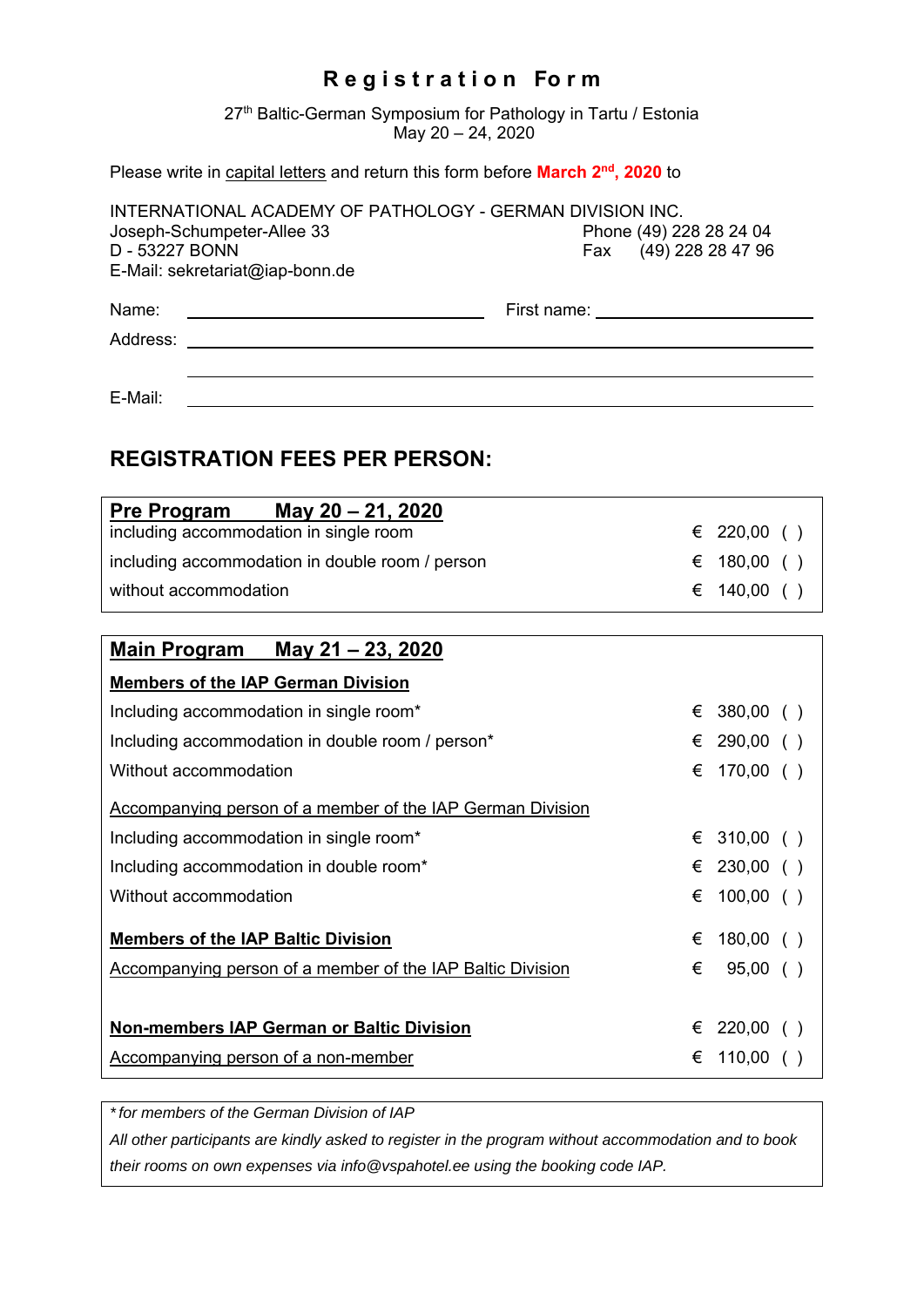# Registration Form

27th Baltic-German Symposium for Pathology in Tartu / Estonia
May 20 – 24, 2020

Please write in capital letters and return this form before **March 2nd, 2020** to

INTERNATIONAL ACADEMY OF PATHOLOGY - GERMAN DIVISION INC.
Joseph-Schumpeter-Allee 33
D - 53227 BONN
E-Mail: sekretariat@iap-bonn.de

Phone (49) 228 28 24 04
Fax (49) 228 28 47 96

Name: ______________________ First name: ______________________

Address: ______________________________________________

______________________________________________

E-Mail: ______________________________________________

## REGISTRATION FEES PER PERSON:

| **Pre Program May 20 – 21, 2020** | | |
|---|---|---|
| including accommodation in single room | € 220,00 | ( ) |
| including accommodation in double room / person | € 180,00 | ( ) |
| without accommodation | € 140,00 | ( ) |

| **Main Program May 21 – 23, 2020** | | |
|---|---|---|
| **Members of the IAP German Division** | | |
| Including accommodation in single room* | € 380,00 | ( ) |
| Including accommodation in double room / person* | € 290,00 | ( ) |
| Without accommodation | € 170,00 | ( ) |
| Accompanying person of a member of the IAP German Division | | |
| Including accommodation in single room* | € 310,00 | ( ) |
| Including accommodation in double room* | € 230,00 | ( ) |
| Without accommodation | € 100,00 | ( ) |
| **Members of the IAP Baltic Division** | € 180,00 | ( ) |
| Accompanying person of a member of the IAP Baltic Division | € 95,00 | ( ) |
| **Non-members IAP German or Baltic Division** | € 220,00 | ( ) |
| Accompanying person of a non-member | € 110,00 | ( ) |

*\* for members of the German Division of IAP*

*All other participants are kindly asked to register in the program without accommodation and to book their rooms on own expenses via info@vspahotel.ee using the booking code IAP.*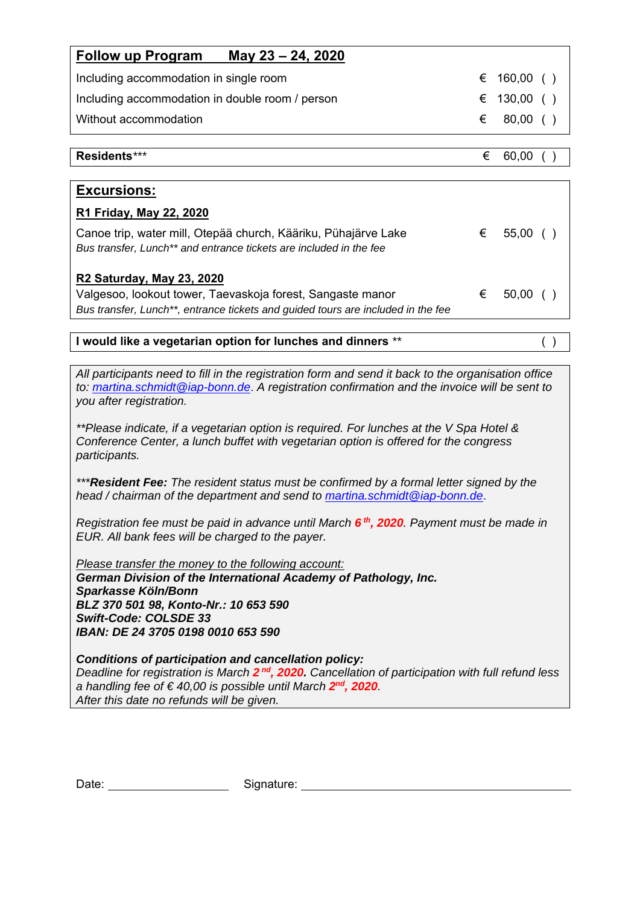| **Follow up Program May 23 – 24, 2020** | | |
|---|---|---|
| Including accommodation in single room | € 160,00 | ( ) |
| Including accommodation in double room / person | € 130,00 | ( ) |
| Without accommodation | € 80,00 | ( ) |

| | | |
|---|---|---|
| **Residents***** | € 60,00 | ( ) |

## Excursions:

**R1 Friday, May 22, 2020**

| | | |
|---|---|---|
| Canoe trip, water mill, Otepää church, Kääriku, Pühajärve Lake<br>*Bus transfer, Lunch** and entrance tickets are included in the fee* | € 55,00 | ( ) |

**R2 Saturday, May 23, 2020**

| | | |
|---|---|---|
| Valgesoo, lookout tower, Taevaskoja forest, Sangaste manor<br>*Bus transfer, Lunch**, entrance tickets and guided tours are included in the fee* | € 50,00 | ( ) |

| | |
|---|---|
| **I would like a vegetarian option for lunches and dinners** ** | ( ) |

*All participants need to fill in the registration form and send it back to the organisation office to: martina.schmidt@iap-bonn.de. A registration confirmation and the invoice will be sent to you after registration.*

***Please indicate, if a vegetarian option is required. For lunches at the V Spa Hotel & Conference Center, a lunch buffet with vegetarian option is offered for the congress participants.*

****Resident Fee:** The resident status must be confirmed by a formal letter signed by the head / chairman of the department and send to martina.schmidt@iap-bonn.de.*

*Registration fee must be paid in advance until March **6th, 2020**. Payment must be made in EUR. All bank fees will be charged to the payer.*

*Please transfer the money to the following account:*
***German Division of the International Academy of Pathology, Inc.***
***Sparkasse Köln/Bonn***
***BLZ 370 501 98, Konto-Nr.: 10 653 590***
***Swift-Code: COLSDE 33***
***IBAN: DE 24 3705 0198 0010 653 590***

***Conditions of participation and cancellation policy:***
*Deadline for registration is March **2nd, 2020**. Cancellation of participation with full refund less a handling fee of € 40,00 is possible until March **2nd, 2020**.*
*After this date no refunds will be given.*

Date: ____________________ Signature: ______________________________________________